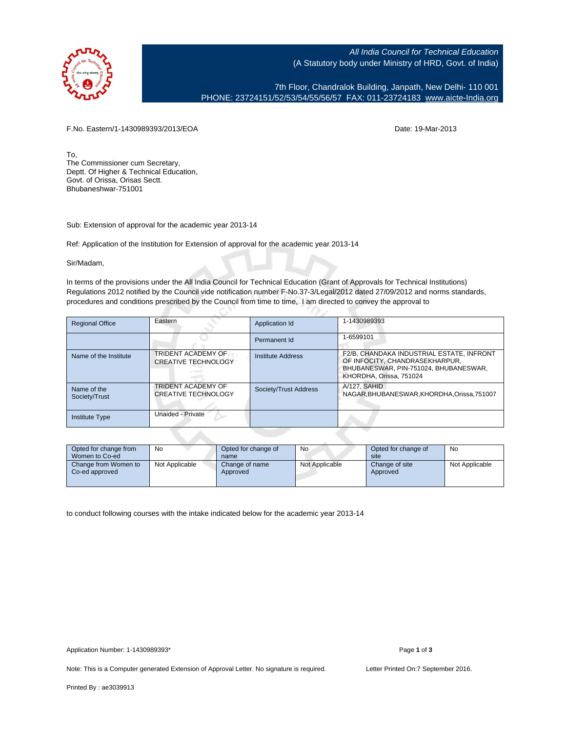*All India Council for Technical Education*
(A Statutory body under Ministry of HRD, Govt. of India)

7th Floor, Chandralok Building, Janpath, New Delhi- 110 001
PHONE: 23724151/52/53/54/55/56/57 FAX: 011-23724183 www.aicte-India.org

F.No. Eastern/1-1430989393/2013/EOA

Date: 19-Mar-2013

To,
The Commissioner cum Secretary,
Deptt. Of Higher & Technical Education,
Govt. of Orissa, Orisas Sectt.
Bhubaneshwar-751001

Sub: Extension of approval for the academic year 2013-14

Ref: Application of the Institution for Extension of approval for the academic year 2013-14

Sir/Madam,

In terms of the provisions under the All India Council for Technical Education (Grant of Approvals for Technical Institutions) Regulations 2012 notified by the Council vide notification number F-No.37-3/Legal/2012 dated 27/09/2012 and norms standards, procedures and conditions prescribed by the Council from time to time, I am directed to convey the approval to

| Regional Office | Eastern | Application Id | 1-1430989393 |
|---|---|---|---|
| | | Permanent Id | 1-6599101 |
| Name of the Institute | TRIDENT ACADEMY OF CREATIVE TECHNOLOGY | Institute Address | F2/B, CHANDAKA INDUSTRIAL ESTATE, INFRONT OF INFOCITY, CHANDRASEKHARPUR, BHUBANESWAR, PIN-751024, BHUBANESWAR, KHORDHA, Orissa, 751024 |
| Name of the Society/Trust | TRIDENT ACADEMY OF CREATIVE TECHNOLOGY | Society/Trust Address | A/127, SAHID NAGAR,BHUBANESWAR,KHORDHA,Orissa,751007 |
| Institute Type | Unaided - Private | | |

| Opted for change from Women to Co-ed | No | Opted for change of name | No | Opted for change of site | No |
|---|---|---|---|---|---|
| Change from Women to Co-ed approved | Not Applicable | Change of name Approved | Not Applicable | Change of site Approved | Not Applicable |

to conduct following courses with the intake indicated below for the academic year 2013-14

Application Number: 1-1430989393*

Note: This is a Computer generated Extension of Approval Letter. No signature is required.

Letter Printed On:7 September 2016.

Printed By : ae3039913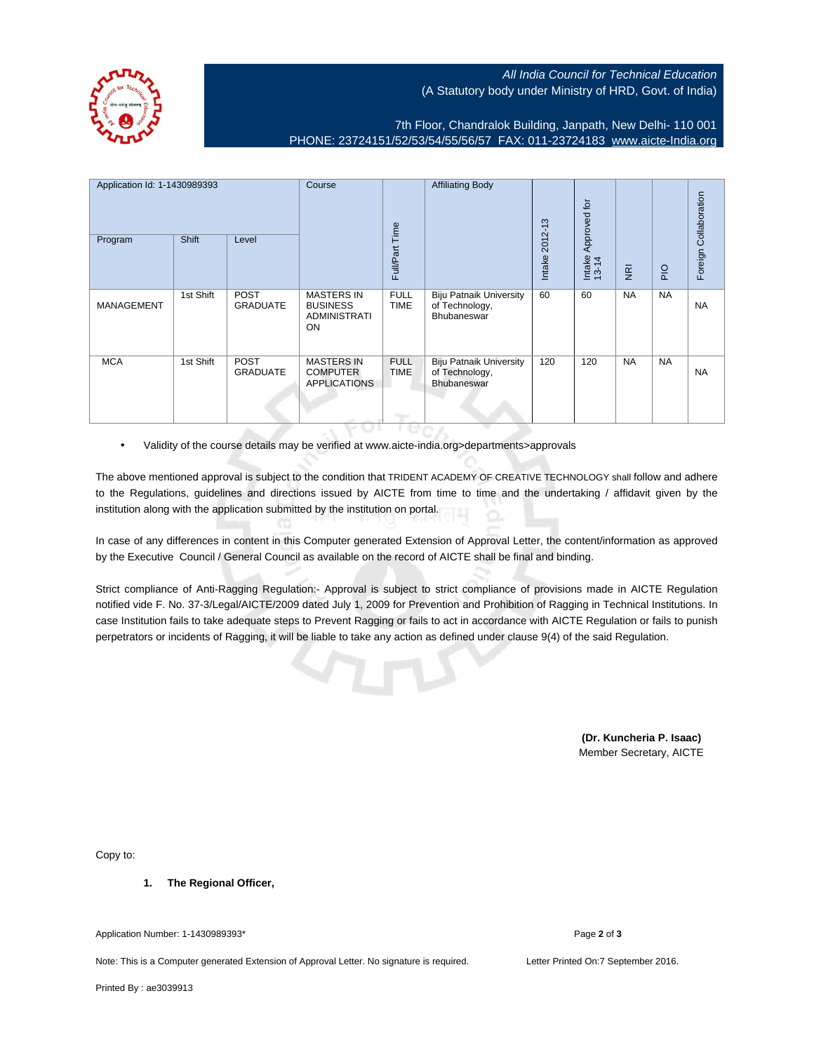All India Council for Technical Education
(A Statutory body under Ministry of HRD, Govt. of India)

7th Floor, Chandralok Building, Janpath, New Delhi- 110 001
PHONE: 23724151/52/53/54/55/56/57 FAX: 011-23724183 www.aicte-India.org

| Application Id: 1-1430989393 | | | Course | Full/Part Time | Affiliating Body | Intake 2012-13 | Intake Approved for 13-14 | NRI | PIO | Foreign Collaboration |
|---|---|---|---|---|---|---|---|---|---|---|
| Program | Shift | Level | | | | | | | | |
| MANAGEMENT | 1st Shift | POST GRADUATE | MASTERS IN BUSINESS ADMINISTRATION | FULL TIME | Biju Patnaik University of Technology, Bhubaneswar | 60 | 60 | NA | NA | NA |
| MCA | 1st Shift | POST GRADUATE | MASTERS IN COMPUTER APPLICATIONS | FULL TIME | Biju Patnaik University of Technology, Bhubaneswar | 120 | 120 | NA | NA | NA |

- Validity of the course details may be verified at www.aicte-india.org>departments>approvals

The above mentioned approval is subject to the condition that TRIDENT ACADEMY OF CREATIVE TECHNOLOGY shall follow and adhere to the Regulations, guidelines and directions issued by AICTE from time to time and the undertaking / affidavit given by the institution along with the application submitted by the institution on portal.

In case of any differences in content in this Computer generated Extension of Approval Letter, the content/information as approved by the Executive Council / General Council as available on the record of AICTE shall be final and binding.

Strict compliance of Anti-Ragging Regulation:- Approval is subject to strict compliance of provisions made in AICTE Regulation notified vide F. No. 37-3/Legal/AICTE/2009 dated July 1, 2009 for Prevention and Prohibition of Ragging in Technical Institutions. In case Institution fails to take adequate steps to Prevent Ragging or fails to act in accordance with AICTE Regulation or fails to punish perpetrators or incidents of Ragging, it will be liable to take any action as defined under clause 9(4) of the said Regulation.

**(Dr. Kuncheria P. Isaac)**
Member Secretary, AICTE

Copy to:

1. **The Regional Officer,**

Application Number: 1-1430989393*

Note: This is a Computer generated Extension of Approval Letter. No signature is required.

Letter Printed On:7 September 2016.

Printed By : ae3039913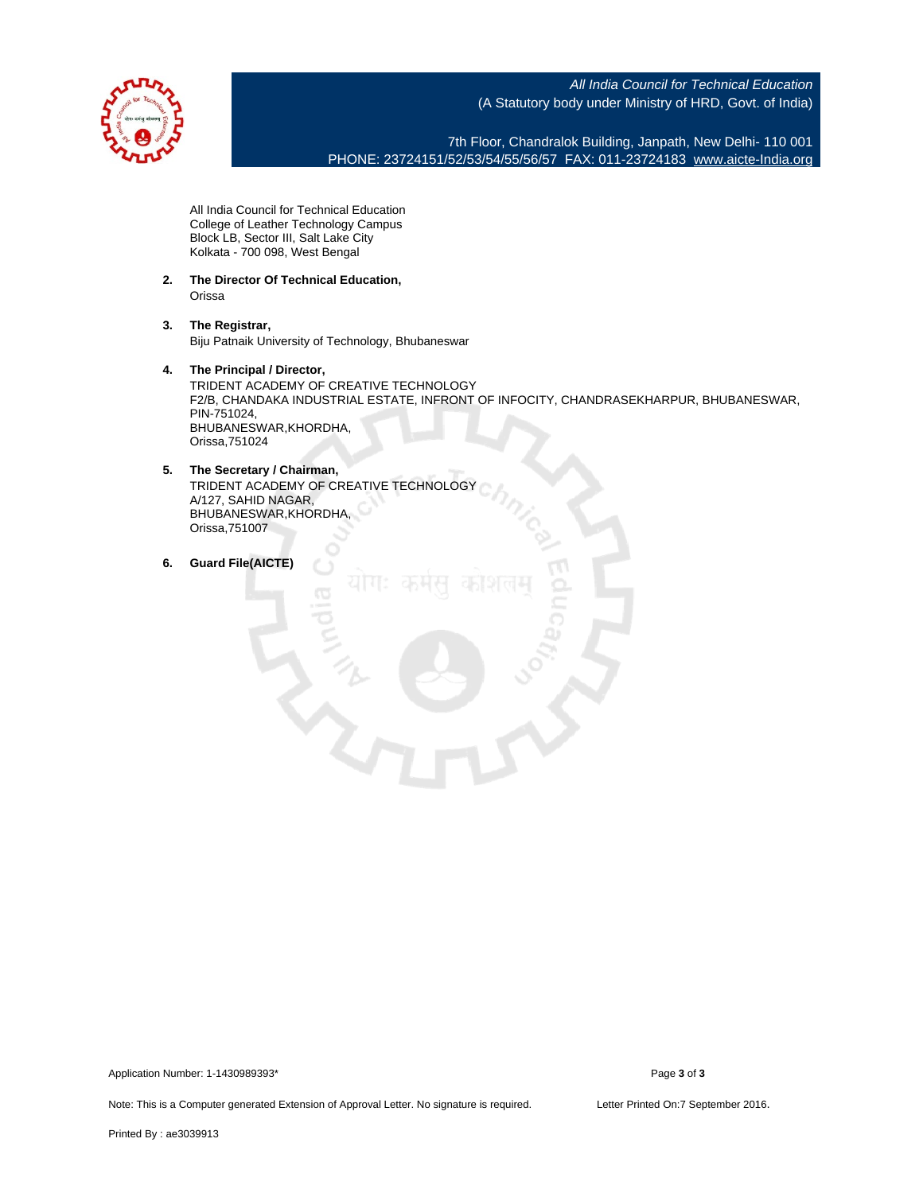All India Council for Technical Education
College of Leather Technology Campus
Block LB, Sector III, Salt Lake City
Kolkata - 700 098, West Bengal

2. **The Director Of Technical Education,**
   Orissa

3. **The Registrar,**
   Biju Patnaik University of Technology, Bhubaneswar

4. **The Principal / Director,**
   TRIDENT ACADEMY OF CREATIVE TECHNOLOGY
   F2/B, CHANDAKA INDUSTRIAL ESTATE, INFRONT OF INFOCITY, CHANDRASEKHARPUR, BHUBANESWAR, PIN-751024,
   BHUBANESWAR,KHORDHA,
   Orissa,751024

5. **The Secretary / Chairman,**
   TRIDENT ACADEMY OF CREATIVE TECHNOLOGY
   A/127, SAHID NAGAR,
   BHUBANESWAR,KHORDHA,
   Orissa,751007

6. **Guard File(AICTE)**

Application Number: 1-1430989393*

Note: This is a Computer generated Extension of Approval Letter. No signature is required.

Letter Printed On:7 September 2016.

Printed By : ae3039913